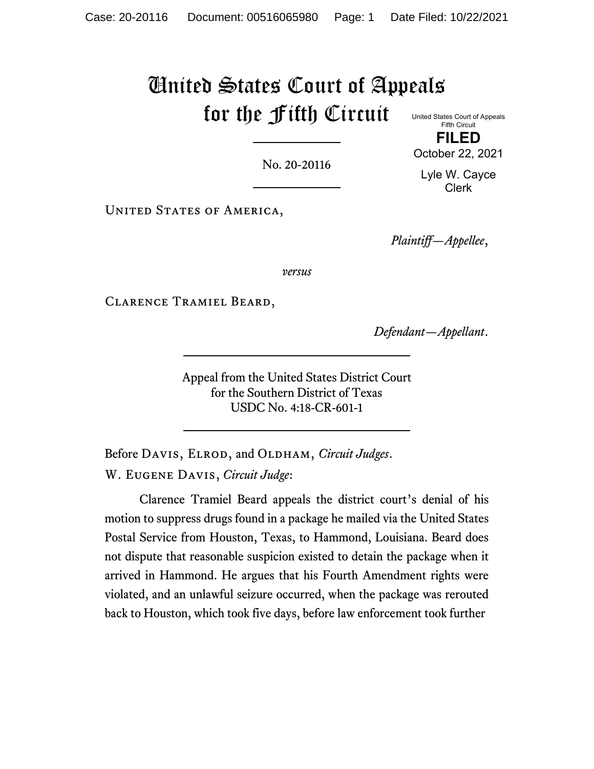# United States Court of Appeals for the Fifth Circuit

United States Court of Appeals
Fifth Circuit

**FILED**

October 22, 2021

Lyle W. Cayce
Clerk

No. 20-20116

United States of America,

*Plaintiff—Appellee*,

*versus*

Clarence Tramiel Beard,

*Defendant—Appellant*.

Appeal from the United States District Court
for the Southern District of Texas
USDC No. 4:18-CR-601-1

Before Davis, Elrod, and Oldham, *Circuit Judges*.

W. Eugene Davis, *Circuit Judge*:

Clarence Tramiel Beard appeals the district court's denial of his motion to suppress drugs found in a package he mailed via the United States Postal Service from Houston, Texas, to Hammond, Louisiana. Beard does not dispute that reasonable suspicion existed to detain the package when it arrived in Hammond. He argues that his Fourth Amendment rights were violated, and an unlawful seizure occurred, when the package was rerouted back to Houston, which took five days, before law enforcement took further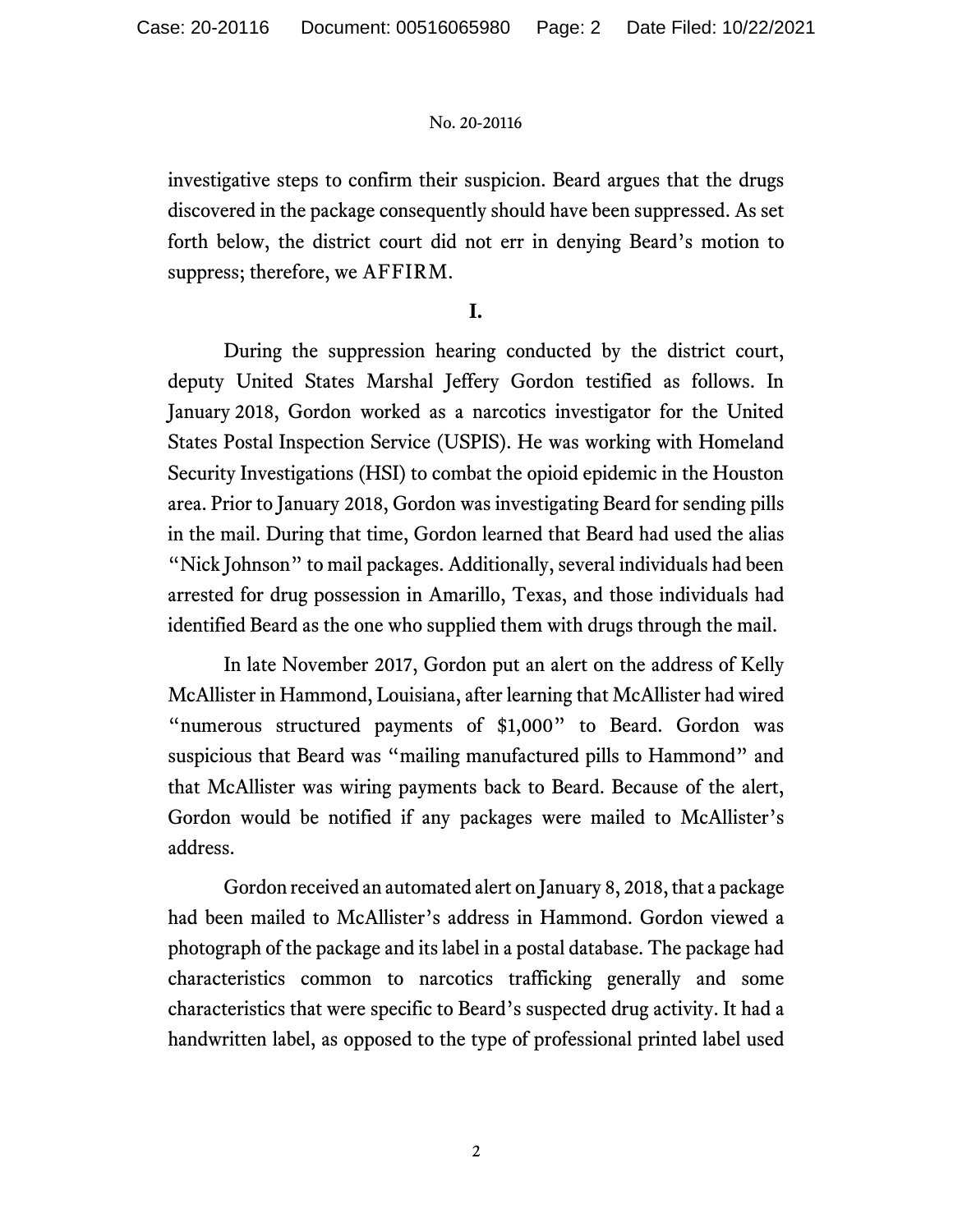investigative steps to confirm their suspicion. Beard argues that the drugs discovered in the package consequently should have been suppressed. As set forth below, the district court did not err in denying Beard's motion to suppress; therefore, we AFFIRM.

## I.

During the suppression hearing conducted by the district court, deputy United States Marshal Jeffery Gordon testified as follows. In January 2018, Gordon worked as a narcotics investigator for the United States Postal Inspection Service (USPIS). He was working with Homeland Security Investigations (HSI) to combat the opioid epidemic in the Houston area. Prior to January 2018, Gordon was investigating Beard for sending pills in the mail. During that time, Gordon learned that Beard had used the alias "Nick Johnson" to mail packages. Additionally, several individuals had been arrested for drug possession in Amarillo, Texas, and those individuals had identified Beard as the one who supplied them with drugs through the mail.

In late November 2017, Gordon put an alert on the address of Kelly McAllister in Hammond, Louisiana, after learning that McAllister had wired "numerous structured payments of $1,000" to Beard. Gordon was suspicious that Beard was "mailing manufactured pills to Hammond" and that McAllister was wiring payments back to Beard. Because of the alert, Gordon would be notified if any packages were mailed to McAllister's address.

Gordon received an automated alert on January 8, 2018, that a package had been mailed to McAllister's address in Hammond. Gordon viewed a photograph of the package and its label in a postal database. The package had characteristics common to narcotics trafficking generally and some characteristics that were specific to Beard's suspected drug activity. It had a handwritten label, as opposed to the type of professional printed label used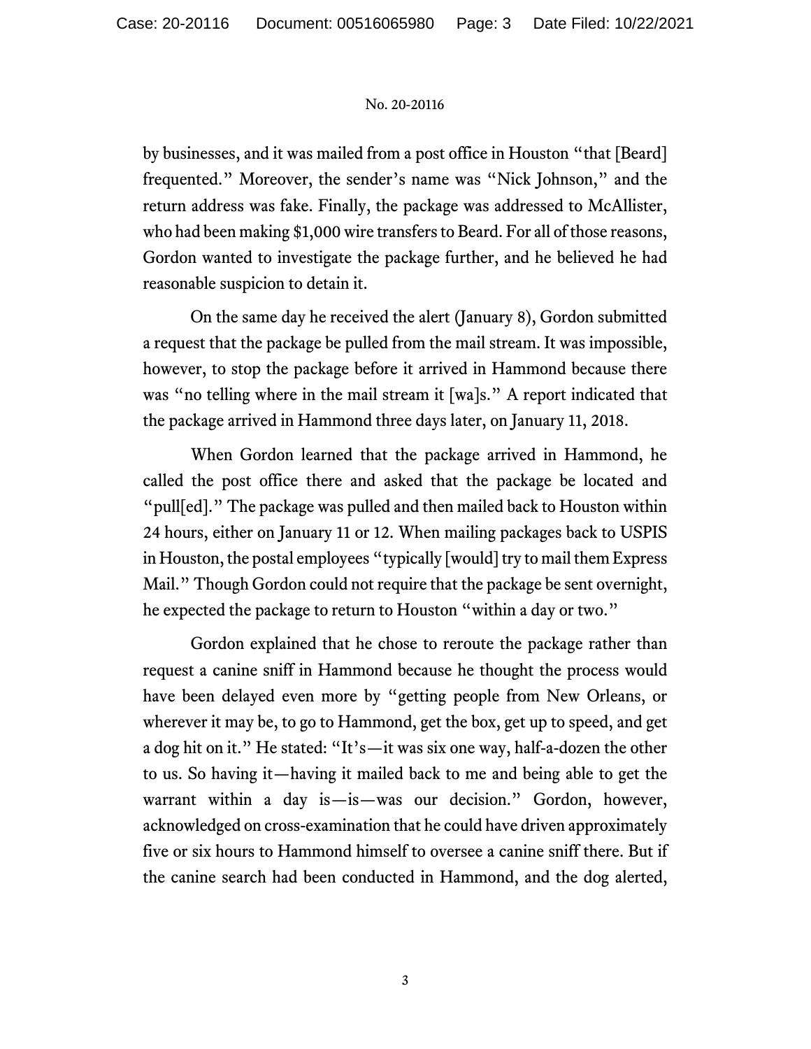by businesses, and it was mailed from a post office in Houston "that [Beard] frequented." Moreover, the sender's name was "Nick Johnson," and the return address was fake. Finally, the package was addressed to McAllister, who had been making $1,000 wire transfers to Beard. For all of those reasons, Gordon wanted to investigate the package further, and he believed he had reasonable suspicion to detain it.

On the same day he received the alert (January 8), Gordon submitted a request that the package be pulled from the mail stream. It was impossible, however, to stop the package before it arrived in Hammond because there was "no telling where in the mail stream it [wa]s." A report indicated that the package arrived in Hammond three days later, on January 11, 2018.

When Gordon learned that the package arrived in Hammond, he called the post office there and asked that the package be located and "pull[ed]." The package was pulled and then mailed back to Houston within 24 hours, either on January 11 or 12. When mailing packages back to USPIS in Houston, the postal employees "typically [would] try to mail them Express Mail." Though Gordon could not require that the package be sent overnight, he expected the package to return to Houston "within a day or two."

Gordon explained that he chose to reroute the package rather than request a canine sniff in Hammond because he thought the process would have been delayed even more by "getting people from New Orleans, or wherever it may be, to go to Hammond, get the box, get up to speed, and get a dog hit on it." He stated: "It's—it was six one way, half-a-dozen the other to us. So having it—having it mailed back to me and being able to get the warrant within a day is—is—was our decision." Gordon, however, acknowledged on cross-examination that he could have driven approximately five or six hours to Hammond himself to oversee a canine sniff there. But if the canine search had been conducted in Hammond, and the dog alerted,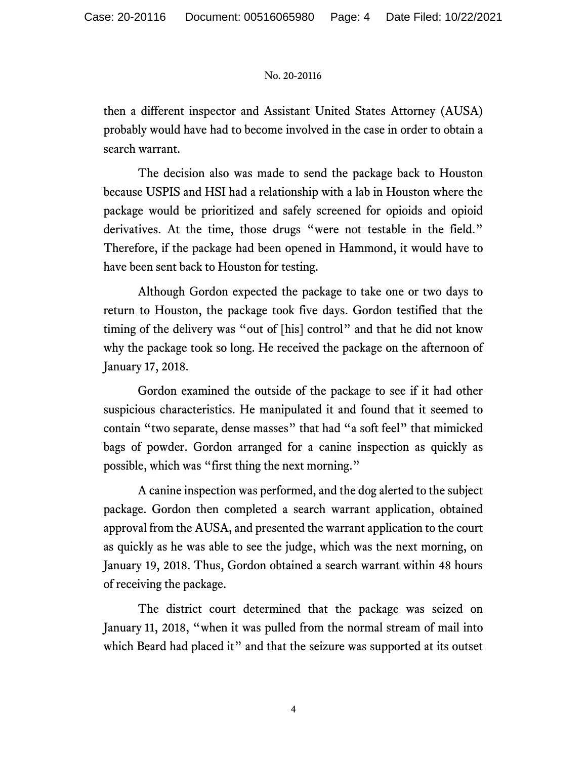then a different inspector and Assistant United States Attorney (AUSA) probably would have had to become involved in the case in order to obtain a search warrant.

The decision also was made to send the package back to Houston because USPIS and HSI had a relationship with a lab in Houston where the package would be prioritized and safely screened for opioids and opioid derivatives. At the time, those drugs "were not testable in the field." Therefore, if the package had been opened in Hammond, it would have to have been sent back to Houston for testing.

Although Gordon expected the package to take one or two days to return to Houston, the package took five days. Gordon testified that the timing of the delivery was "out of [his] control" and that he did not know why the package took so long. He received the package on the afternoon of January 17, 2018.

Gordon examined the outside of the package to see if it had other suspicious characteristics. He manipulated it and found that it seemed to contain "two separate, dense masses" that had "a soft feel" that mimicked bags of powder. Gordon arranged for a canine inspection as quickly as possible, which was "first thing the next morning."

A canine inspection was performed, and the dog alerted to the subject package. Gordon then completed a search warrant application, obtained approval from the AUSA, and presented the warrant application to the court as quickly as he was able to see the judge, which was the next morning, on January 19, 2018. Thus, Gordon obtained a search warrant within 48 hours of receiving the package.

The district court determined that the package was seized on January 11, 2018, "when it was pulled from the normal stream of mail into which Beard had placed it" and that the seizure was supported at its outset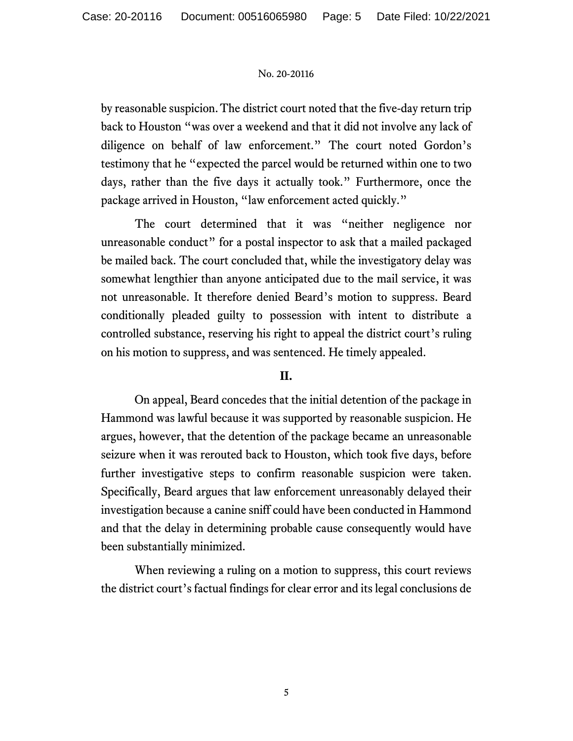by reasonable suspicion. The district court noted that the five-day return trip back to Houston "was over a weekend and that it did not involve any lack of diligence on behalf of law enforcement." The court noted Gordon's testimony that he "expected the parcel would be returned within one to two days, rather than the five days it actually took." Furthermore, once the package arrived in Houston, "law enforcement acted quickly."

The court determined that it was "neither negligence nor unreasonable conduct" for a postal inspector to ask that a mailed packaged be mailed back. The court concluded that, while the investigatory delay was somewhat lengthier than anyone anticipated due to the mail service, it was not unreasonable. It therefore denied Beard's motion to suppress. Beard conditionally pleaded guilty to possession with intent to distribute a controlled substance, reserving his right to appeal the district court's ruling on his motion to suppress, and was sentenced. He timely appealed.

## II.

On appeal, Beard concedes that the initial detention of the package in Hammond was lawful because it was supported by reasonable suspicion. He argues, however, that the detention of the package became an unreasonable seizure when it was rerouted back to Houston, which took five days, before further investigative steps to confirm reasonable suspicion were taken. Specifically, Beard argues that law enforcement unreasonably delayed their investigation because a canine sniff could have been conducted in Hammond and that the delay in determining probable cause consequently would have been substantially minimized.

When reviewing a ruling on a motion to suppress, this court reviews the district court's factual findings for clear error and its legal conclusions de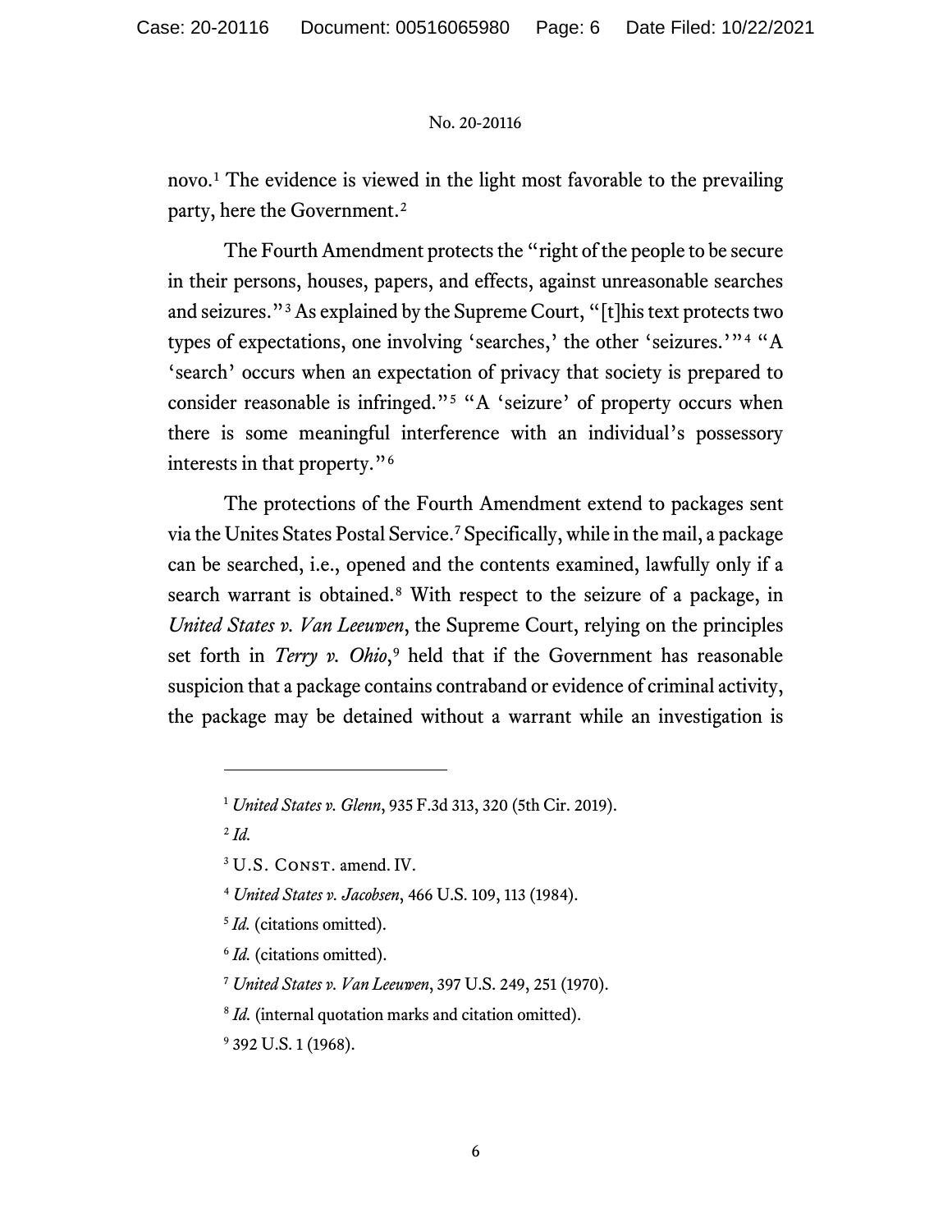novo.[1] The evidence is viewed in the light most favorable to the prevailing party, here the Government.[2]

The Fourth Amendment protects the "right of the people to be secure in their persons, houses, papers, and effects, against unreasonable searches and seizures."[3] As explained by the Supreme Court, "[t]his text protects two types of expectations, one involving 'searches,' the other 'seizures.'"[4] "A 'search' occurs when an expectation of privacy that society is prepared to consider reasonable is infringed."[5] "A 'seizure' of property occurs when there is some meaningful interference with an individual's possessory interests in that property."[6]

The protections of the Fourth Amendment extend to packages sent via the Unites States Postal Service.[7] Specifically, while in the mail, a package can be searched, i.e., opened and the contents examined, lawfully only if a search warrant is obtained.[8] With respect to the seizure of a package, in *United States v. Van Leeuwen*, the Supreme Court, relying on the principles set forth in *Terry v. Ohio*,[9] held that if the Government has reasonable suspicion that a package contains contraband or evidence of criminal activity, the package may be detained without a warrant while an investigation is

---

[1] *United States v. Glenn*, 935 F.3d 313, 320 (5th Cir. 2019).

[2] *Id.*

[3] U.S. CONST. amend. IV.

[4] *United States v. Jacobsen*, 466 U.S. 109, 113 (1984).

[5] *Id.* (citations omitted).

[6] *Id.* (citations omitted).

[7] *United States v. Van Leeuwen*, 397 U.S. 249, 251 (1970).

[8] *Id.* (internal quotation marks and citation omitted).

[9] 392 U.S. 1 (1968).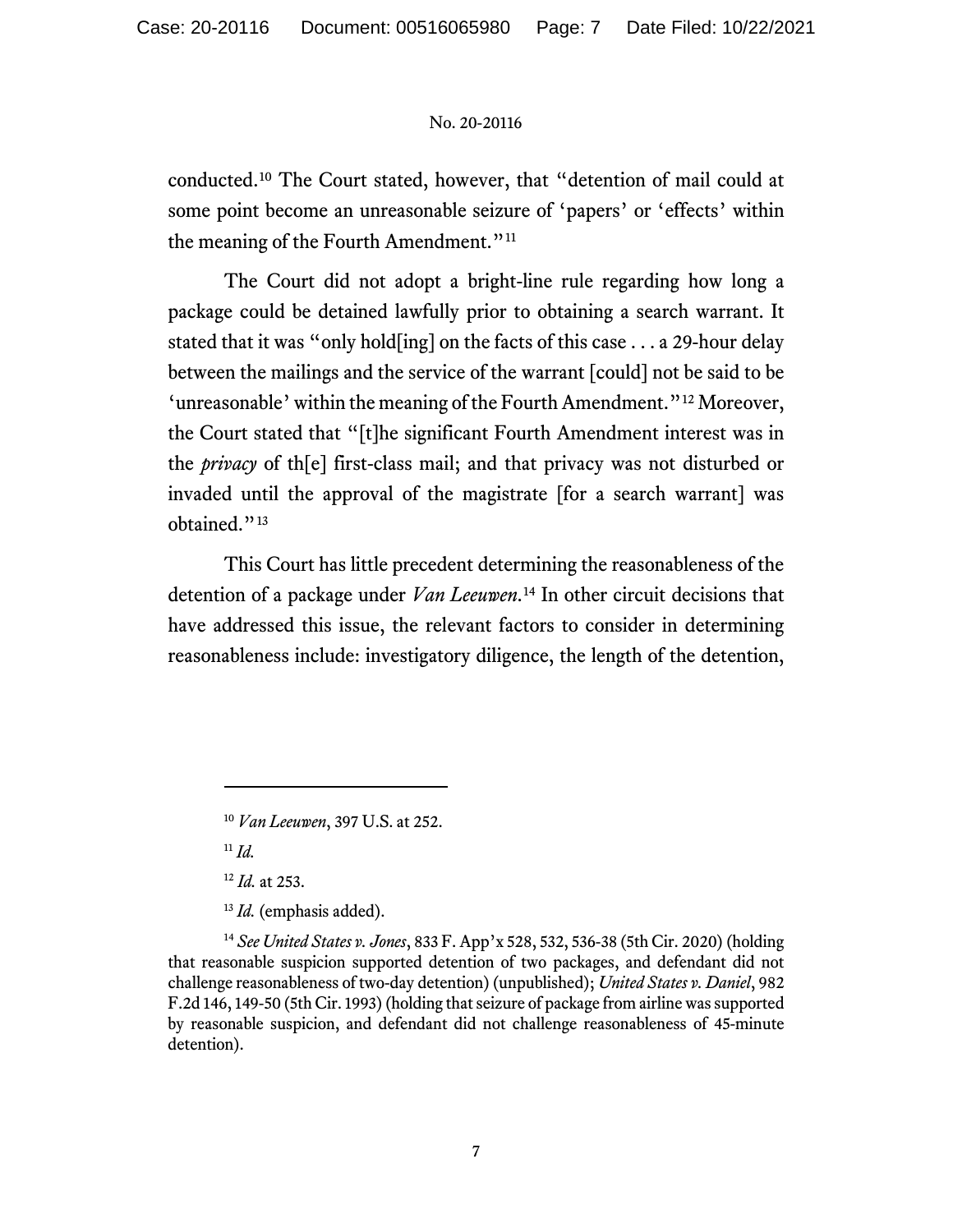conducted.[10] The Court stated, however, that "detention of mail could at some point become an unreasonable seizure of 'papers' or 'effects' within the meaning of the Fourth Amendment."[11]

The Court did not adopt a bright-line rule regarding how long a package could be detained lawfully prior to obtaining a search warrant. It stated that it was "only hold[ing] on the facts of this case . . . a 29-hour delay between the mailings and the service of the warrant [could] not be said to be 'unreasonable' within the meaning of the Fourth Amendment."[12] Moreover, the Court stated that "[t]he significant Fourth Amendment interest was in the *privacy* of th[e] first-class mail; and that privacy was not disturbed or invaded until the approval of the magistrate [for a search warrant] was obtained."[13]

This Court has little precedent determining the reasonableness of the detention of a package under *Van Leeuwen*.[14] In other circuit decisions that have addressed this issue, the relevant factors to consider in determining reasonableness include: investigatory diligence, the length of the detention,

---

[10] *Van Leeuwen*, 397 U.S. at 252.

[11] *Id.*

[12] *Id.* at 253.

[13] *Id.* (emphasis added).

[14] *See United States v. Jones*, 833 F. App'x 528, 532, 536-38 (5th Cir. 2020) (holding that reasonable suspicion supported detention of two packages, and defendant did not challenge reasonableness of two-day detention) (unpublished); *United States v. Daniel*, 982 F.2d 146, 149-50 (5th Cir. 1993) (holding that seizure of package from airline was supported by reasonable suspicion, and defendant did not challenge reasonableness of 45-minute detention).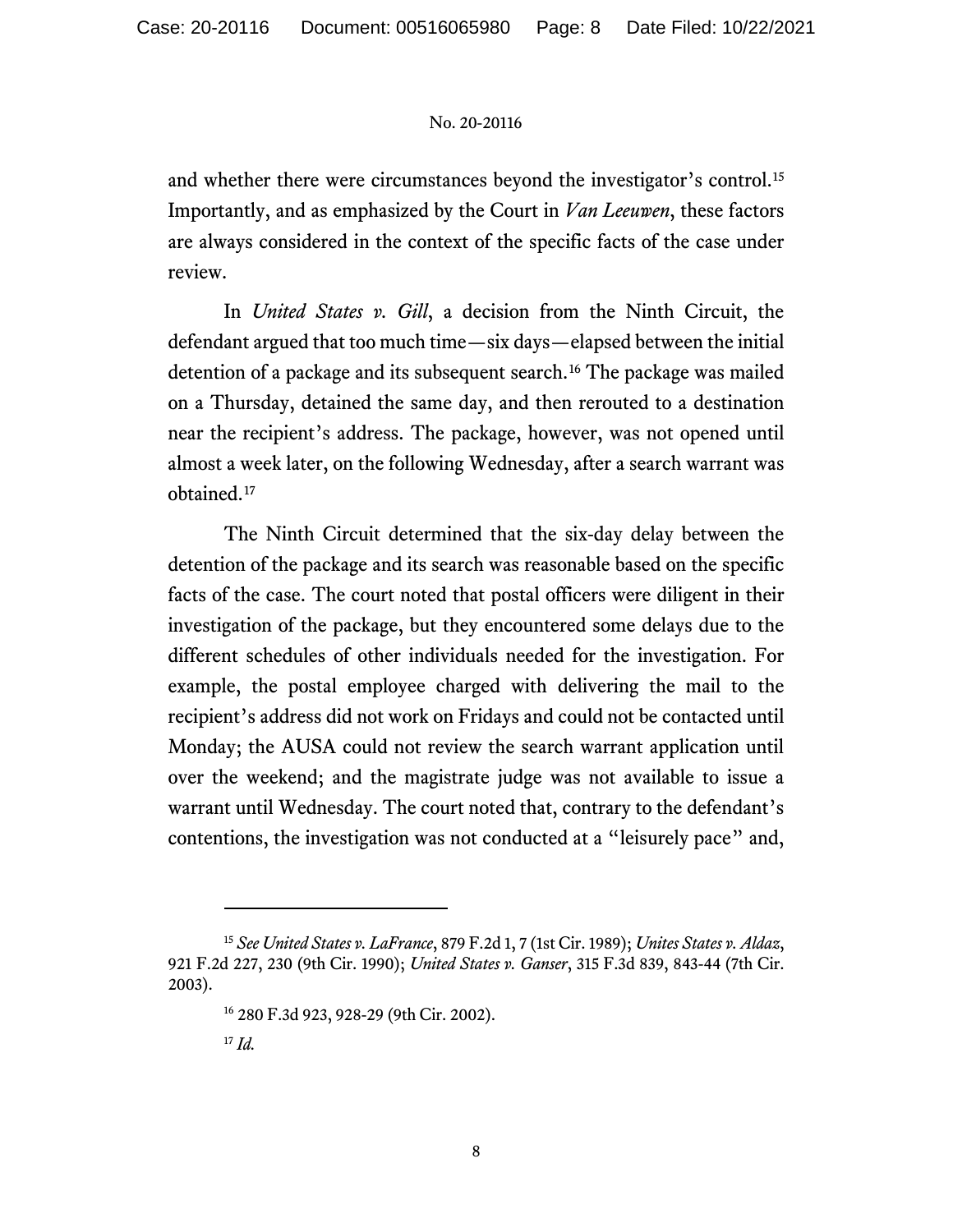and whether there were circumstances beyond the investigator's control.[15] Importantly, and as emphasized by the Court in *Van Leeuwen*, these factors are always considered in the context of the specific facts of the case under review.

In *United States v. Gill*, a decision from the Ninth Circuit, the defendant argued that too much time—six days—elapsed between the initial detention of a package and its subsequent search.[16] The package was mailed on a Thursday, detained the same day, and then rerouted to a destination near the recipient's address. The package, however, was not opened until almost a week later, on the following Wednesday, after a search warrant was obtained.[17]

The Ninth Circuit determined that the six-day delay between the detention of the package and its search was reasonable based on the specific facts of the case. The court noted that postal officers were diligent in their investigation of the package, but they encountered some delays due to the different schedules of other individuals needed for the investigation. For example, the postal employee charged with delivering the mail to the recipient's address did not work on Fridays and could not be contacted until Monday; the AUSA could not review the search warrant application until over the weekend; and the magistrate judge was not available to issue a warrant until Wednesday. The court noted that, contrary to the defendant's contentions, the investigation was not conducted at a "leisurely pace" and,

---

[15] *See United States v. LaFrance*, 879 F.2d 1, 7 (1st Cir. 1989); *Unites States v. Aldaz*, 921 F.2d 227, 230 (9th Cir. 1990); *United States v. Ganser*, 315 F.3d 839, 843-44 (7th Cir. 2003).

[16] 280 F.3d 923, 928-29 (9th Cir. 2002).

[17] *Id.*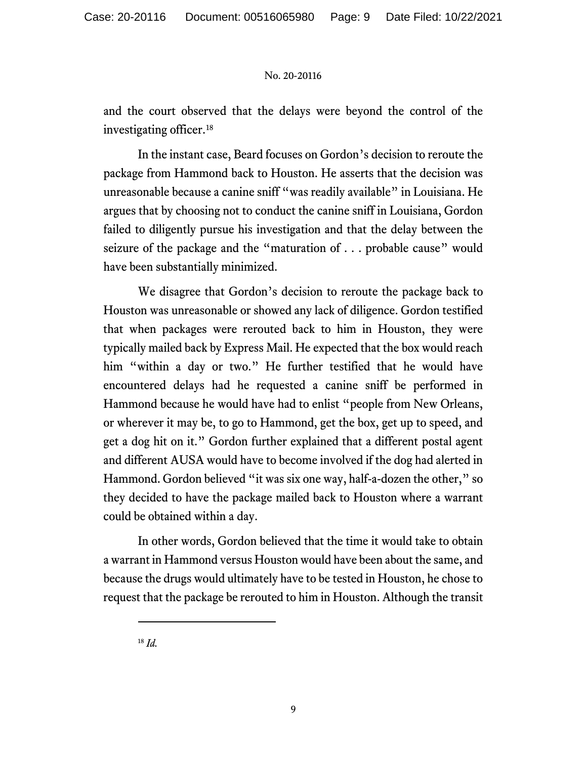and the court observed that the delays were beyond the control of the investigating officer.[18]

In the instant case, Beard focuses on Gordon's decision to reroute the package from Hammond back to Houston. He asserts that the decision was unreasonable because a canine sniff "was readily available" in Louisiana. He argues that by choosing not to conduct the canine sniff in Louisiana, Gordon failed to diligently pursue his investigation and that the delay between the seizure of the package and the "maturation of . . . probable cause" would have been substantially minimized.

We disagree that Gordon's decision to reroute the package back to Houston was unreasonable or showed any lack of diligence. Gordon testified that when packages were rerouted back to him in Houston, they were typically mailed back by Express Mail. He expected that the box would reach him "within a day or two." He further testified that he would have encountered delays had he requested a canine sniff be performed in Hammond because he would have had to enlist "people from New Orleans, or wherever it may be, to go to Hammond, get the box, get up to speed, and get a dog hit on it." Gordon further explained that a different postal agent and different AUSA would have to become involved if the dog had alerted in Hammond. Gordon believed "it was six one way, half-a-dozen the other," so they decided to have the package mailed back to Houston where a warrant could be obtained within a day.

In other words, Gordon believed that the time it would take to obtain a warrant in Hammond versus Houston would have been about the same, and because the drugs would ultimately have to be tested in Houston, he chose to request that the package be rerouted to him in Houston. Although the transit

---

[18] *Id.*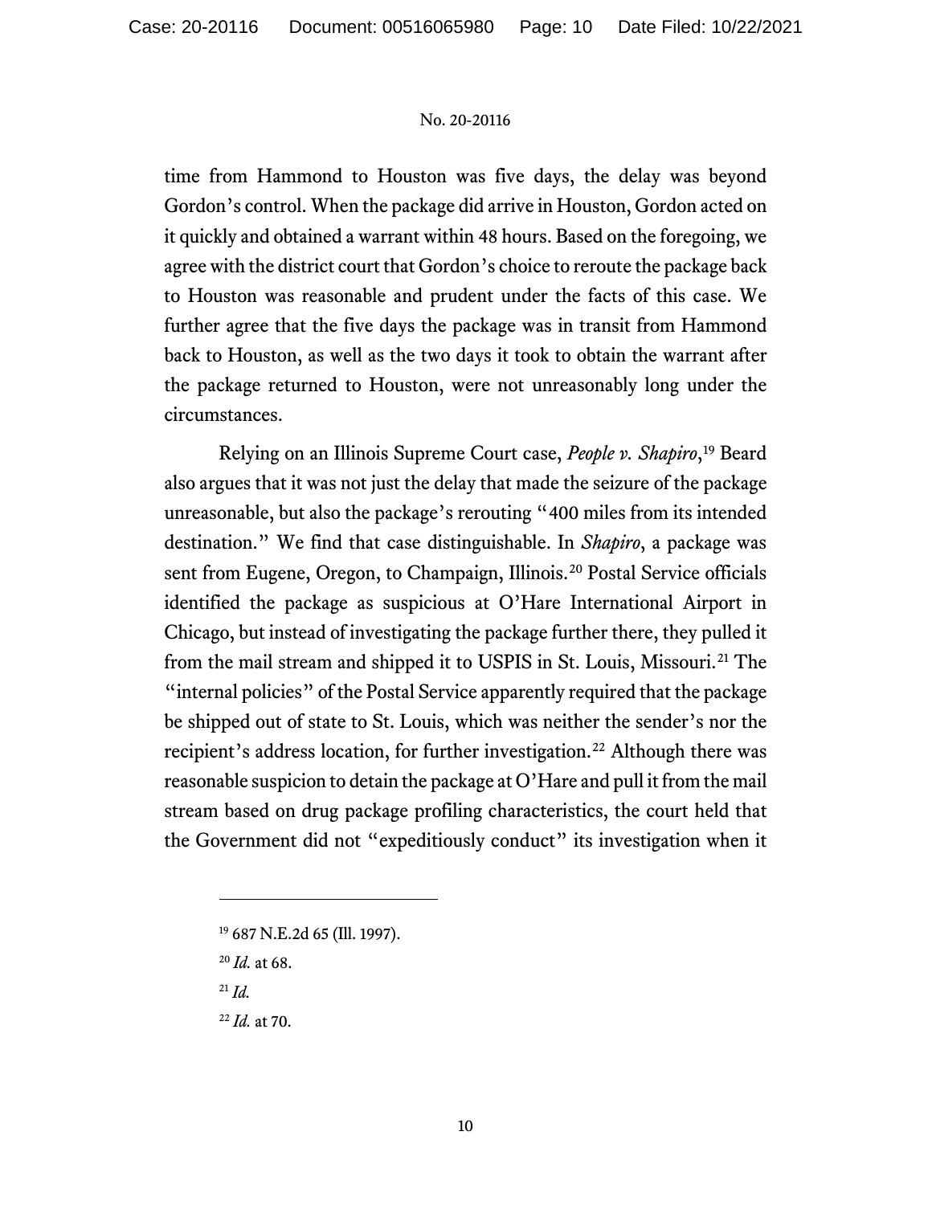time from Hammond to Houston was five days, the delay was beyond Gordon's control. When the package did arrive in Houston, Gordon acted on it quickly and obtained a warrant within 48 hours. Based on the foregoing, we agree with the district court that Gordon's choice to reroute the package back to Houston was reasonable and prudent under the facts of this case. We further agree that the five days the package was in transit from Hammond back to Houston, as well as the two days it took to obtain the warrant after the package returned to Houston, were not unreasonably long under the circumstances.

Relying on an Illinois Supreme Court case, *People v. Shapiro*,[19] Beard also argues that it was not just the delay that made the seizure of the package unreasonable, but also the package's rerouting "400 miles from its intended destination." We find that case distinguishable. In *Shapiro*, a package was sent from Eugene, Oregon, to Champaign, Illinois.[20] Postal Service officials identified the package as suspicious at O'Hare International Airport in Chicago, but instead of investigating the package further there, they pulled it from the mail stream and shipped it to USPIS in St. Louis, Missouri.[21] The "internal policies" of the Postal Service apparently required that the package be shipped out of state to St. Louis, which was neither the sender's nor the recipient's address location, for further investigation.[22] Although there was reasonable suspicion to detain the package at O'Hare and pull it from the mail stream based on drug package profiling characteristics, the court held that the Government did not "expeditiously conduct" its investigation when it

---

[19] 687 N.E.2d 65 (Ill. 1997).

[20] *Id.* at 68.

[21] *Id.*

[22] *Id.* at 70.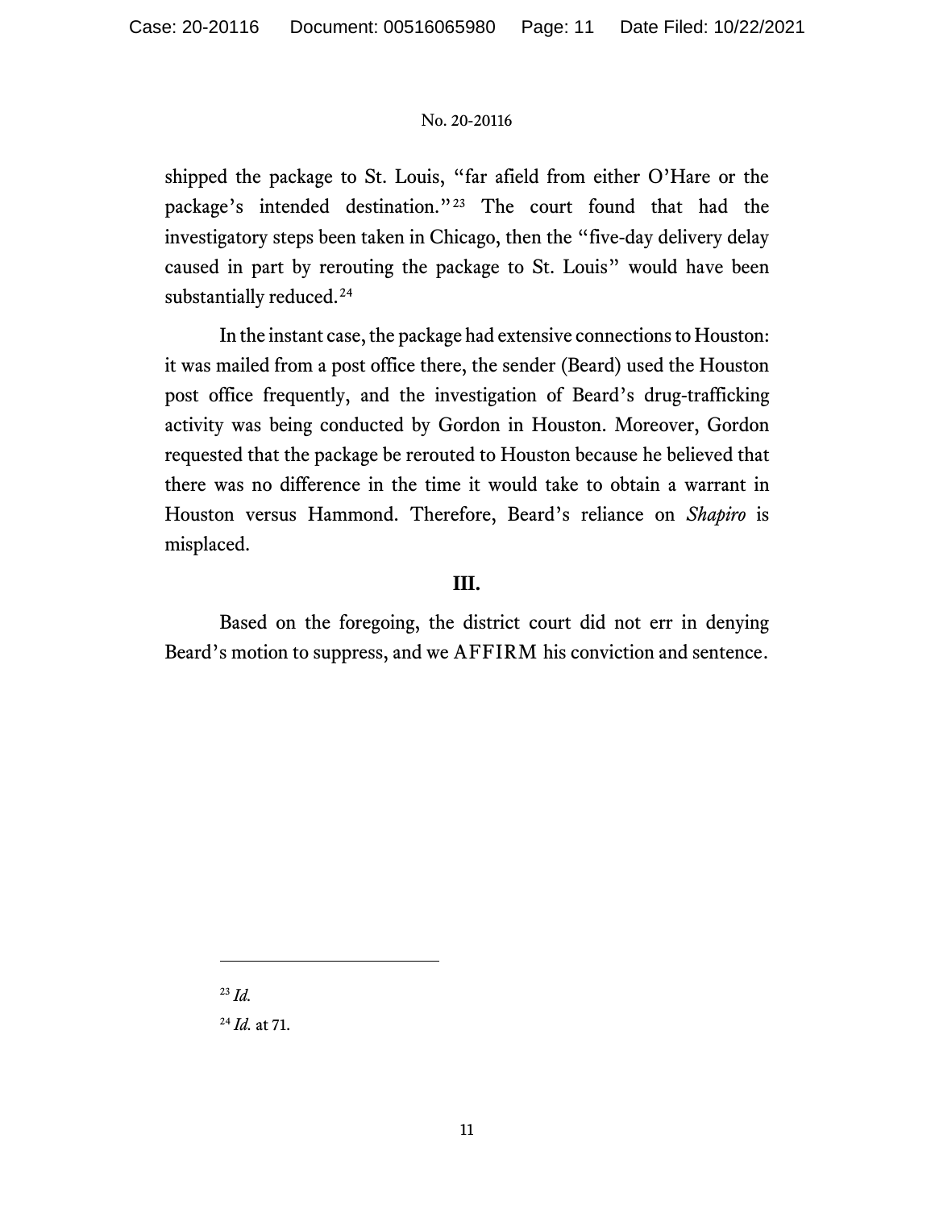shipped the package to St. Louis, "far afield from either O'Hare or the package's intended destination."[23] The court found that had the investigatory steps been taken in Chicago, then the "five-day delivery delay caused in part by rerouting the package to St. Louis" would have been substantially reduced.[24]

In the instant case, the package had extensive connections to Houston: it was mailed from a post office there, the sender (Beard) used the Houston post office frequently, and the investigation of Beard's drug-trafficking activity was being conducted by Gordon in Houston. Moreover, Gordon requested that the package be rerouted to Houston because he believed that there was no difference in the time it would take to obtain a warrant in Houston versus Hammond. Therefore, Beard's reliance on *Shapiro* is misplaced.

## III.

Based on the foregoing, the district court did not err in denying Beard's motion to suppress, and we AFFIRM his conviction and sentence.

---

[23] *Id.*

[24] *Id.* at 71.